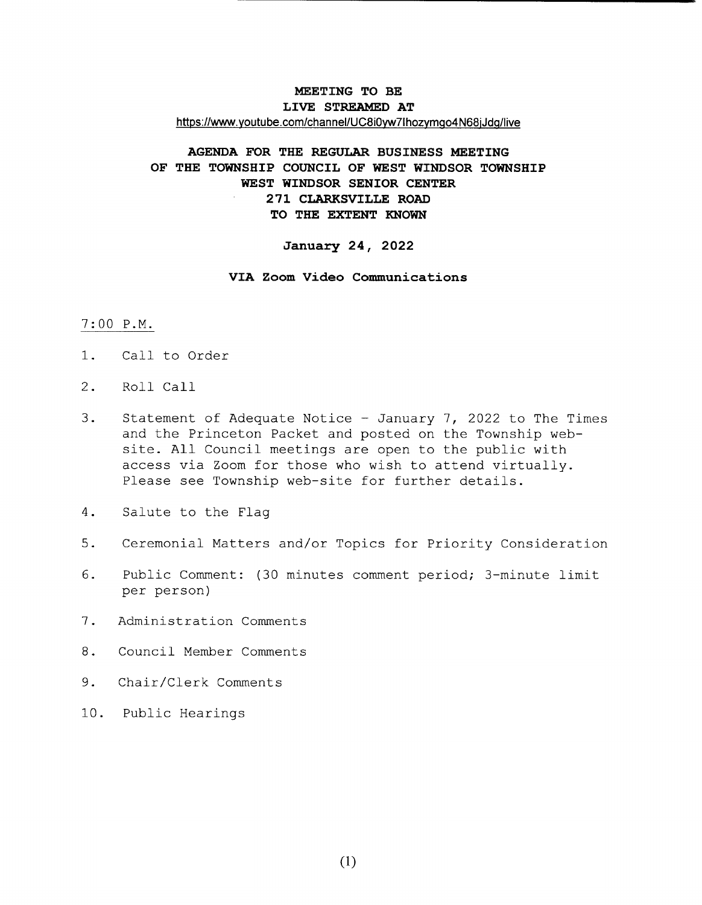**MEETING TO BE**
**LIVE STREAMED AT**
https://www.youtube.com/channel/UC8i0yw7Ihozymgo4N68jJdg/live

# AGENDA FOR THE REGULAR BUSINESS MEETING OF THE TOWNSHIP COUNCIL OF WEST WINDSOR TOWNSHIP
## WEST WINDSOR SENIOR CENTER
## 271 CLARKSVILLE ROAD
## TO THE EXTENT KNOWN

**January 24, 2022**

**VIA Zoom Video Communications**

7:00 P.M.

1. Call to Order
2. Roll Call
3. Statement of Adequate Notice - January 7, 2022 to The Times and the Princeton Packet and posted on the Township web-site. All Council meetings are open to the public with access via Zoom for those who wish to attend virtually. Please see Township web-site for further details.
4. Salute to the Flag
5. Ceremonial Matters and/or Topics for Priority Consideration
6. Public Comment: (30 minutes comment period; 3-minute limit per person)
7. Administration Comments
8. Council Member Comments
9. Chair/Clerk Comments
10. Public Hearings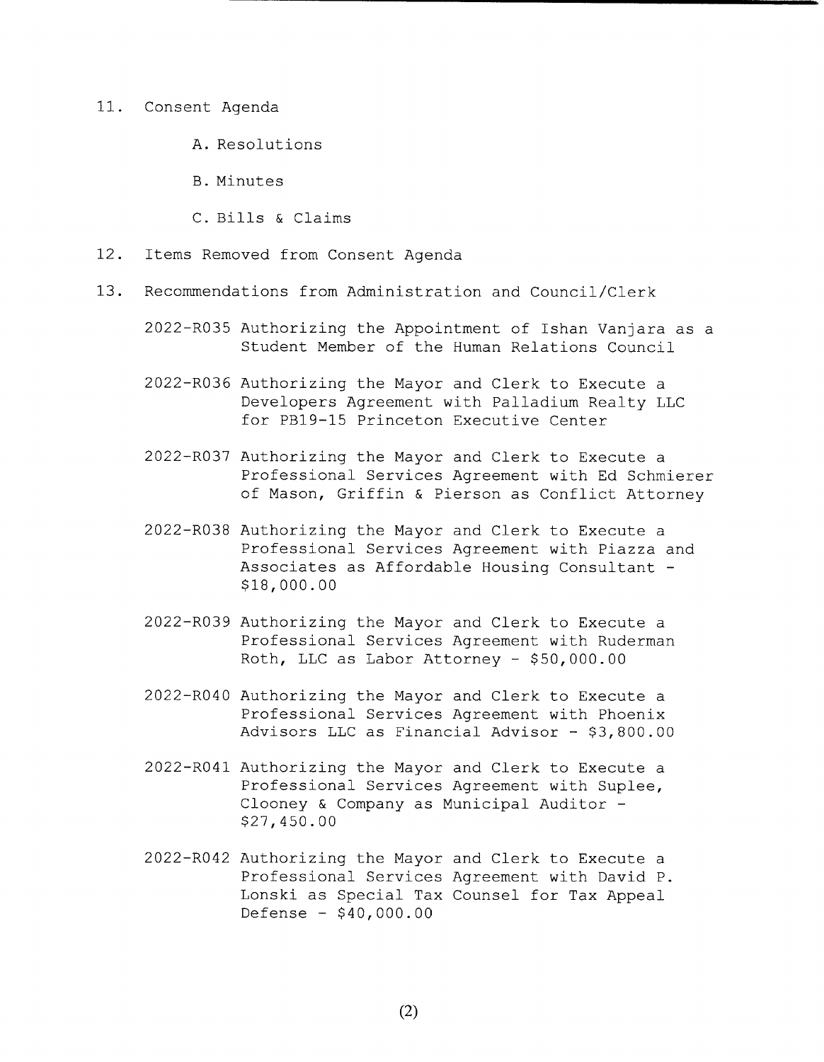11. Consent Agenda

    A. Resolutions

    B. Minutes

    C. Bills & Claims

12. Items Removed from Consent Agenda

13. Recommendations from Administration and Council/Clerk

    2022-R035 Authorizing the Appointment of Ishan Vanjara as a Student Member of the Human Relations Council

    2022-R036 Authorizing the Mayor and Clerk to Execute a Developers Agreement with Palladium Realty LLC for PB19-15 Princeton Executive Center

    2022-R037 Authorizing the Mayor and Clerk to Execute a Professional Services Agreement with Ed Schmierer of Mason, Griffin & Pierson as Conflict Attorney

    2022-R038 Authorizing the Mayor and Clerk to Execute a Professional Services Agreement with Piazza and Associates as Affordable Housing Consultant - $18,000.00

    2022-R039 Authorizing the Mayor and Clerk to Execute a Professional Services Agreement with Ruderman Roth, LLC as Labor Attorney - $50,000.00

    2022-R040 Authorizing the Mayor and Clerk to Execute a Professional Services Agreement with Phoenix Advisors LLC as Financial Advisor - $3,800.00

    2022-R041 Authorizing the Mayor and Clerk to Execute a Professional Services Agreement with Suplee, Clooney & Company as Municipal Auditor - $27,450.00

    2022-R042 Authorizing the Mayor and Clerk to Execute a Professional Services Agreement with David P. Lonski as Special Tax Counsel for Tax Appeal Defense - $40,000.00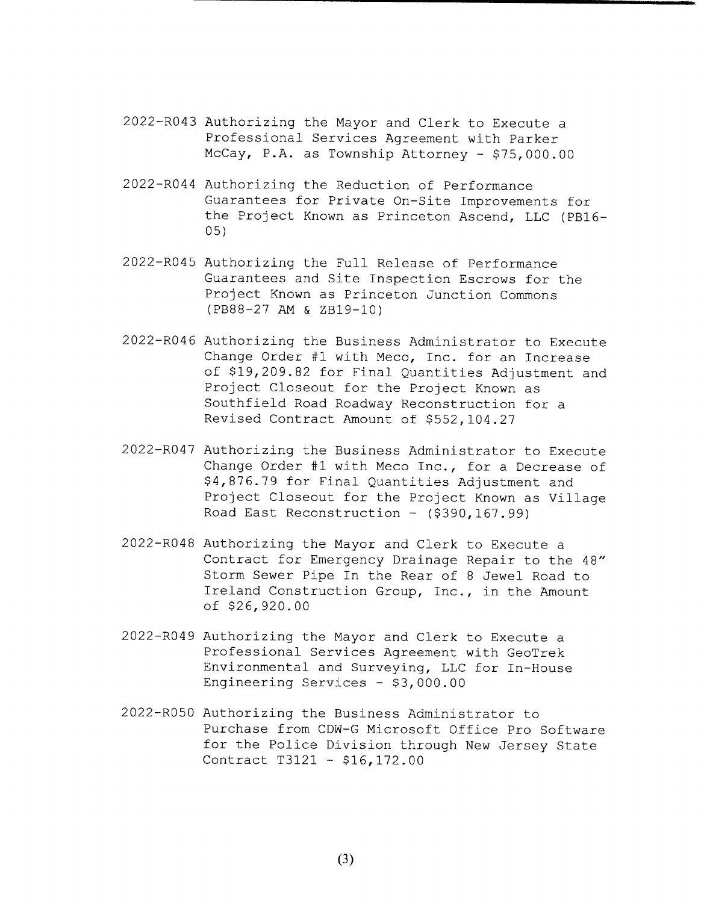2022-R043 Authorizing the Mayor and Clerk to Execute a Professional Services Agreement with Parker McCay, P.A. as Township Attorney - $75,000.00

2022-R044 Authorizing the Reduction of Performance Guarantees for Private On-Site Improvements for the Project Known as Princeton Ascend, LLC (PB16-05)

2022-R045 Authorizing the Full Release of Performance Guarantees and Site Inspection Escrows for the Project Known as Princeton Junction Commons (PB88-27 AM & ZB19-10)

2022-R046 Authorizing the Business Administrator to Execute Change Order #1 with Meco, Inc. for an Increase of $19,209.82 for Final Quantities Adjustment and Project Closeout for the Project Known as Southfield Road Roadway Reconstruction for a Revised Contract Amount of $552,104.27

2022-R047 Authorizing the Business Administrator to Execute Change Order #1 with Meco Inc., for a Decrease of $4,876.79 for Final Quantities Adjustment and Project Closeout for the Project Known as Village Road East Reconstruction – ($390,167.99)

2022-R048 Authorizing the Mayor and Clerk to Execute a Contract for Emergency Drainage Repair to the 48" Storm Sewer Pipe In the Rear of 8 Jewel Road to Ireland Construction Group, Inc., in the Amount of $26,920.00

2022-R049 Authorizing the Mayor and Clerk to Execute a Professional Services Agreement with GeoTrek Environmental and Surveying, LLC for In-House Engineering Services - $3,000.00

2022-R050 Authorizing the Business Administrator to Purchase from CDW-G Microsoft Office Pro Software for the Police Division through New Jersey State Contract T3121 - $16,172.00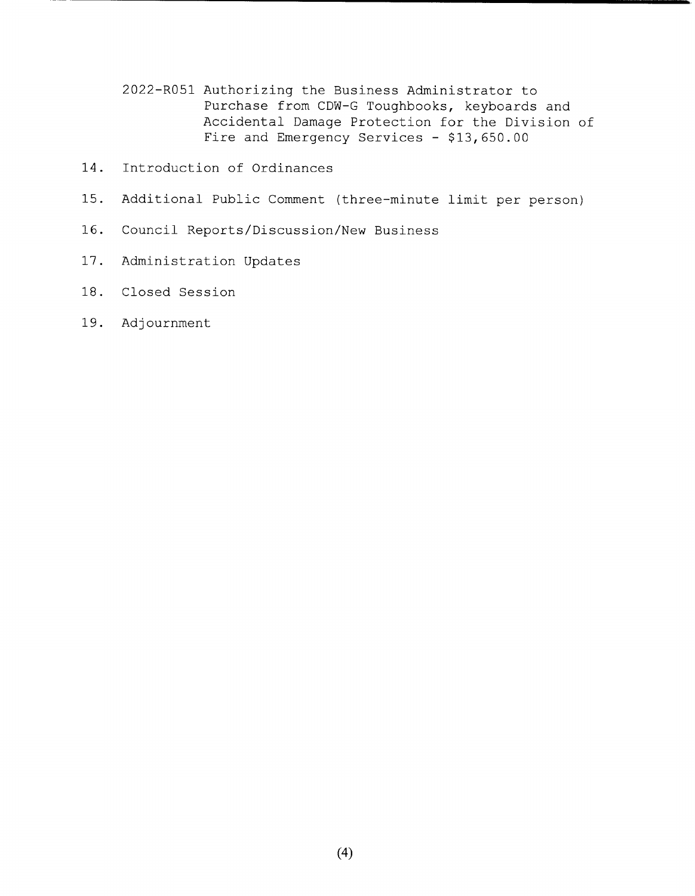2022-R051 Authorizing the Business Administrator to Purchase from CDW-G Toughbooks, keyboards and Accidental Damage Protection for the Division of Fire and Emergency Services - $13,650.00

14. Introduction of Ordinances

15. Additional Public Comment (three-minute limit per person)

16. Council Reports/Discussion/New Business

17. Administration Updates

18. Closed Session

19. Adjournment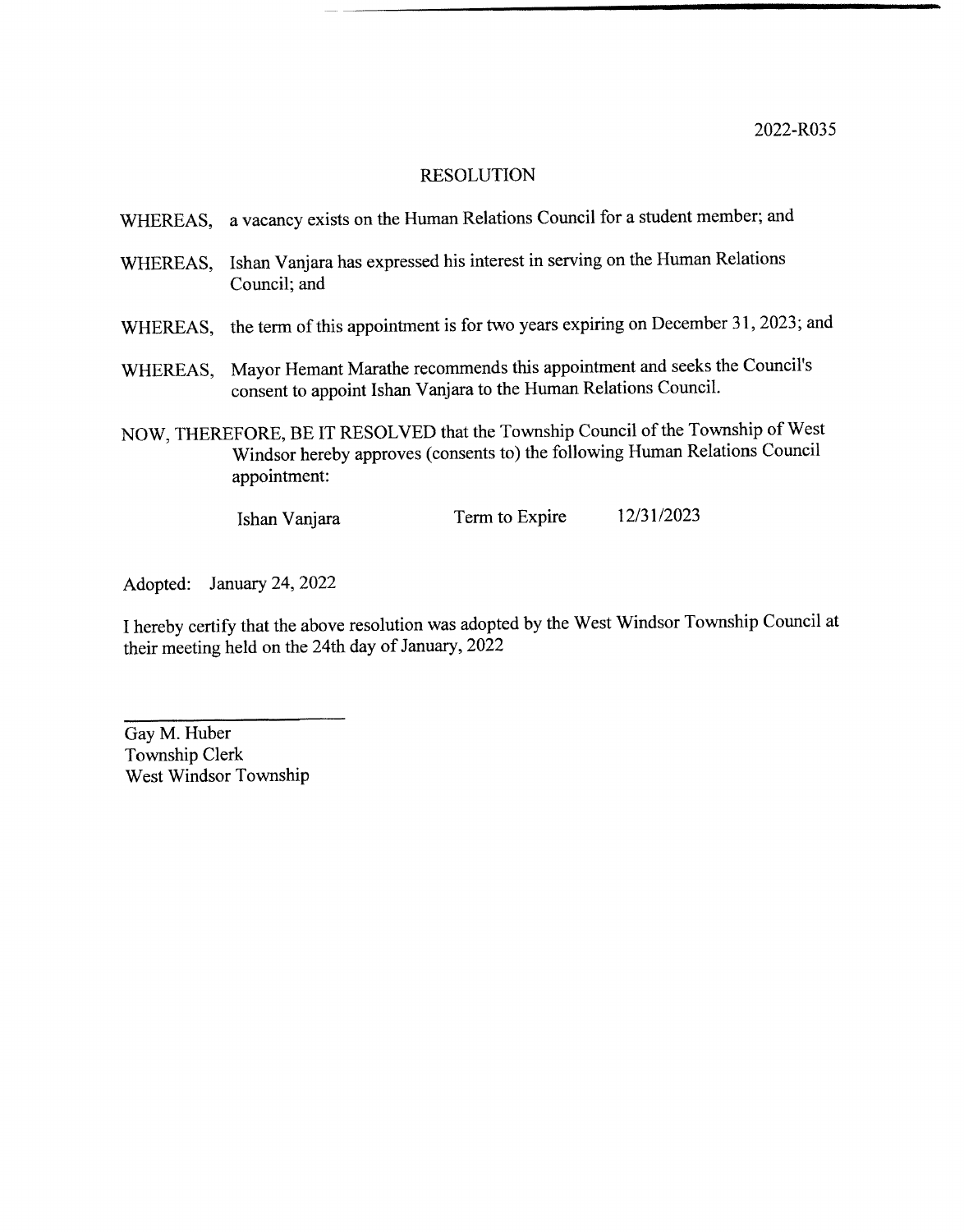2022-R035

# RESOLUTION

WHEREAS, a vacancy exists on the Human Relations Council for a student member; and

WHEREAS, Ishan Vanjara has expressed his interest in serving on the Human Relations Council; and

WHEREAS, the term of this appointment is for two years expiring on December 31, 2023; and

WHEREAS, Mayor Hemant Marathe recommends this appointment and seeks the Council's consent to appoint Ishan Vanjara to the Human Relations Council.

NOW, THEREFORE, BE IT RESOLVED that the Township Council of the Township of West Windsor hereby approves (consents to) the following Human Relations Council appointment:

| Ishan Vanjara | Term to Expire | 12/31/2023 |
|---|---|---|

Adopted: January 24, 2022

I hereby certify that the above resolution was adopted by the West Windsor Township Council at their meeting held on the 24th day of January, 2022

Gay M. Huber
Township Clerk
West Windsor Township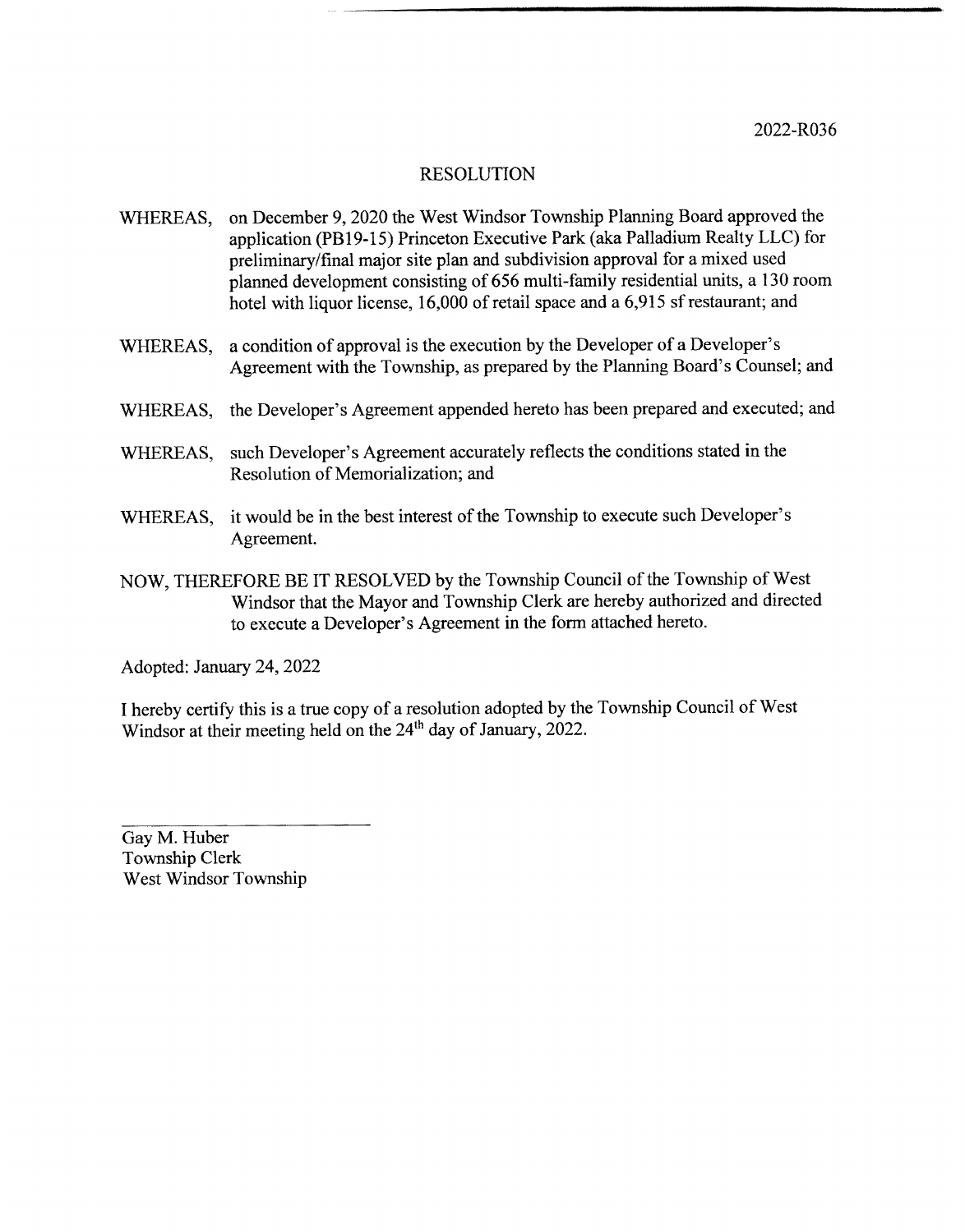2022-R036

# RESOLUTION

WHEREAS, on December 9, 2020 the West Windsor Township Planning Board approved the application (PB19-15) Princeton Executive Park (aka Palladium Realty LLC) for preliminary/final major site plan and subdivision approval for a mixed used planned development consisting of 656 multi-family residential units, a 130 room hotel with liquor license, 16,000 of retail space and a 6,915 sf restaurant; and

WHEREAS, a condition of approval is the execution by the Developer of a Developer's Agreement with the Township, as prepared by the Planning Board's Counsel; and

WHEREAS, the Developer's Agreement appended hereto has been prepared and executed; and

WHEREAS, such Developer's Agreement accurately reflects the conditions stated in the Resolution of Memorialization; and

WHEREAS, it would be in the best interest of the Township to execute such Developer's Agreement.

NOW, THEREFORE BE IT RESOLVED by the Township Council of the Township of West Windsor that the Mayor and Township Clerk are hereby authorized and directed to execute a Developer's Agreement in the form attached hereto.

Adopted: January 24, 2022

I hereby certify this is a true copy of a resolution adopted by the Township Council of West Windsor at their meeting held on the 24th day of January, 2022.

Gay M. Huber
Township Clerk
West Windsor Township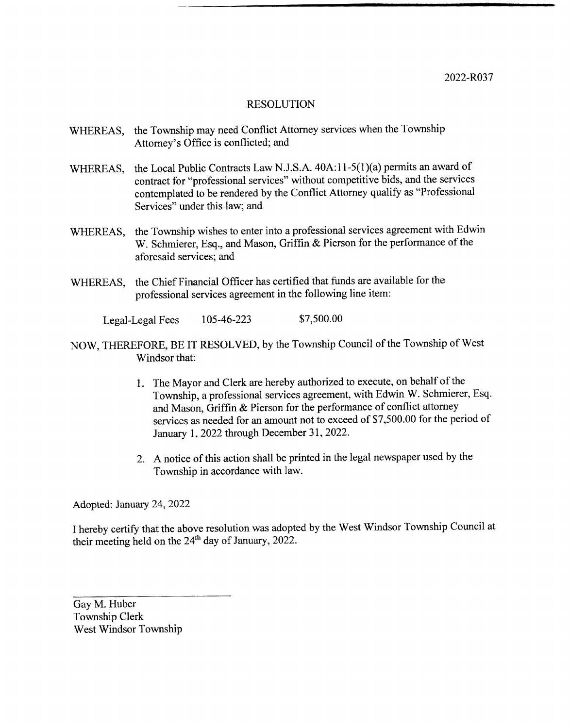2022-R037

# RESOLUTION

WHEREAS, the Township may need Conflict Attorney services when the Township Attorney's Office is conflicted; and

WHEREAS, the Local Public Contracts Law N.J.S.A. 40A:11-5(1)(a) permits an award of contract for "professional services" without competitive bids, and the services contemplated to be rendered by the Conflict Attorney qualify as "Professional Services" under this law; and

WHEREAS, the Township wishes to enter into a professional services agreement with Edwin W. Schmierer, Esq., and Mason, Griffin & Pierson for the performance of the aforesaid services; and

WHEREAS, the Chief Financial Officer has certified that funds are available for the professional services agreement in the following line item:

| Legal-Legal Fees | 105-46-223 | $7,500.00 |
|---|---|---|

NOW, THEREFORE, BE IT RESOLVED, by the Township Council of the Township of West Windsor that:

1. The Mayor and Clerk are hereby authorized to execute, on behalf of the Township, a professional services agreement, with Edwin W. Schmierer, Esq. and Mason, Griffin & Pierson for the performance of conflict attorney services as needed for an amount not to exceed of $7,500.00 for the period of January 1, 2022 through December 31, 2022.

2. A notice of this action shall be printed in the legal newspaper used by the Township in accordance with law.

Adopted: January 24, 2022

I hereby certify that the above resolution was adopted by the West Windsor Township Council at their meeting held on the 24th day of January, 2022.

Gay M. Huber
Township Clerk
West Windsor Township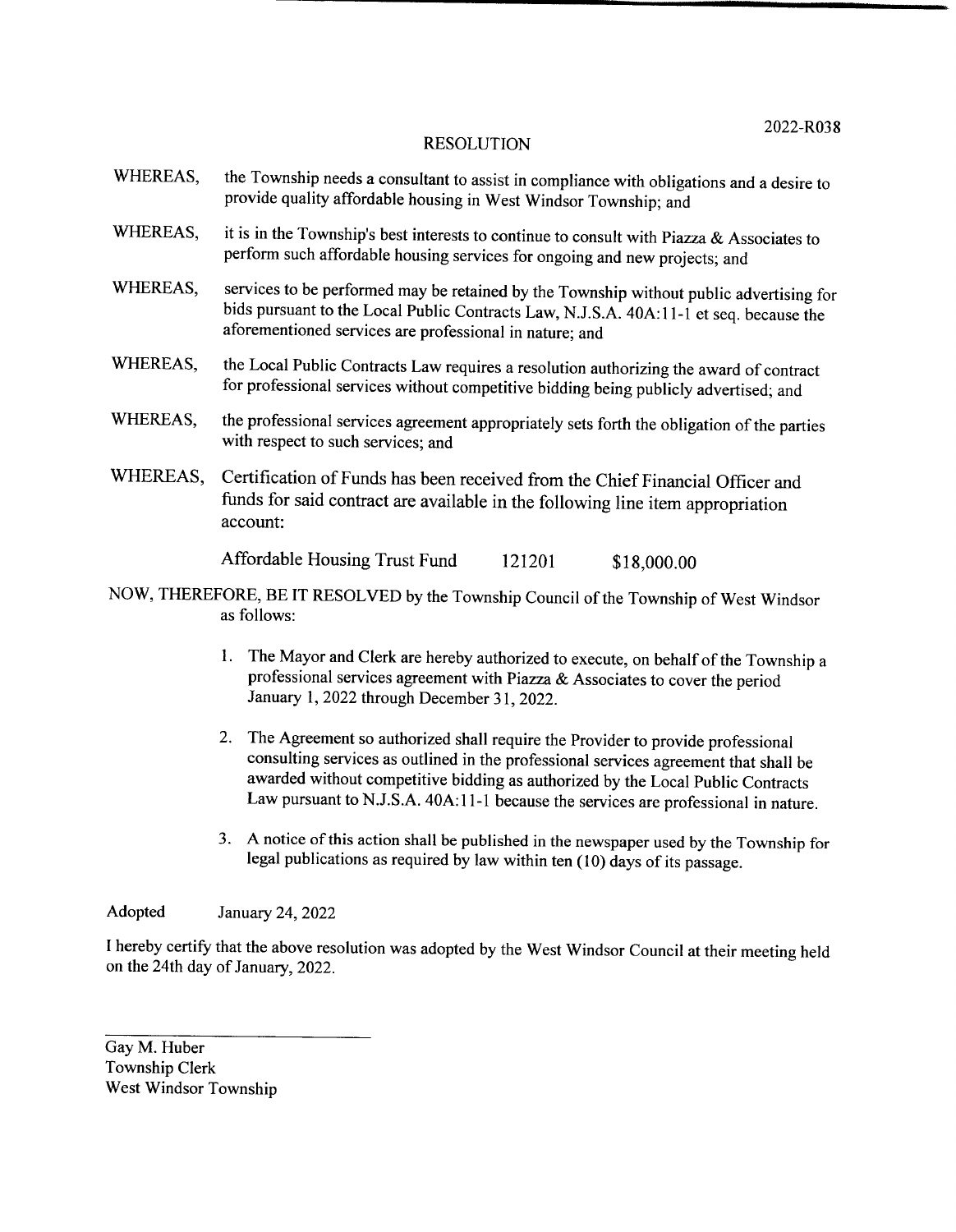2022-R038

# RESOLUTION

WHEREAS, the Township needs a consultant to assist in compliance with obligations and a desire to provide quality affordable housing in West Windsor Township; and

WHEREAS, it is in the Township's best interests to continue to consult with Piazza & Associates to perform such affordable housing services for ongoing and new projects; and

WHEREAS, services to be performed may be retained by the Township without public advertising for bids pursuant to the Local Public Contracts Law, N.J.S.A. 40A:11-1 et seq. because the aforementioned services are professional in nature; and

WHEREAS, the Local Public Contracts Law requires a resolution authorizing the award of contract for professional services without competitive bidding being publicly advertised; and

WHEREAS, the professional services agreement appropriately sets forth the obligation of the parties with respect to such services; and

WHEREAS, Certification of Funds has been received from the Chief Financial Officer and funds for said contract are available in the following line item appropriation account:

| | | |
|---|---|---|
| Affordable Housing Trust Fund | 121201 | $18,000.00 |

NOW, THEREFORE, BE IT RESOLVED by the Township Council of the Township of West Windsor as follows:

1. The Mayor and Clerk are hereby authorized to execute, on behalf of the Township a professional services agreement with Piazza & Associates to cover the period January 1, 2022 through December 31, 2022.

2. The Agreement so authorized shall require the Provider to provide professional consulting services as outlined in the professional services agreement that shall be awarded without competitive bidding as authorized by the Local Public Contracts Law pursuant to N.J.S.A. 40A:11-1 because the services are professional in nature.

3. A notice of this action shall be published in the newspaper used by the Township for legal publications as required by law within ten (10) days of its passage.

Adopted January 24, 2022

I hereby certify that the above resolution was adopted by the West Windsor Council at their meeting held on the 24th day of January, 2022.

Gay M. Huber
Township Clerk
West Windsor Township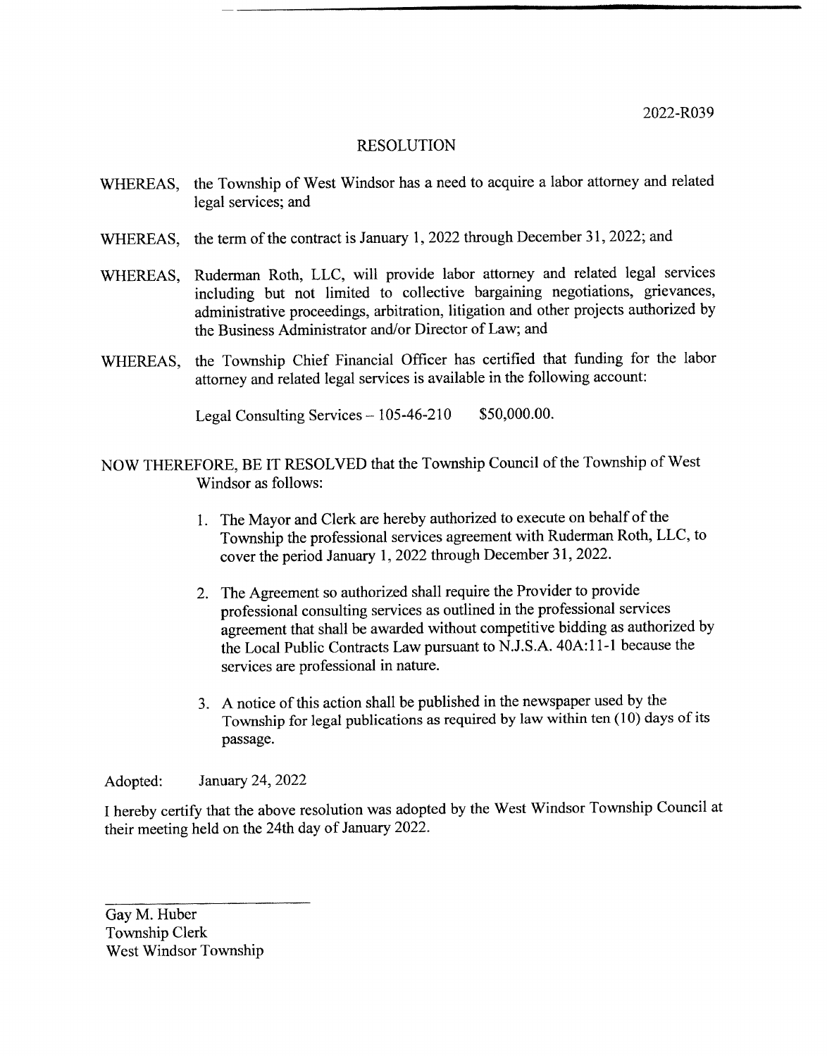2022-R039

# RESOLUTION

WHEREAS, the Township of West Windsor has a need to acquire a labor attorney and related legal services; and

WHEREAS, the term of the contract is January 1, 2022 through December 31, 2022; and

WHEREAS, Ruderman Roth, LLC, will provide labor attorney and related legal services including but not limited to collective bargaining negotiations, grievances, administrative proceedings, arbitration, litigation and other projects authorized by the Business Administrator and/or Director of Law; and

WHEREAS, the Township Chief Financial Officer has certified that funding for the labor attorney and related legal services is available in the following account:

Legal Consulting Services – 105-46-210 $50,000.00.

NOW THEREFORE, BE IT RESOLVED that the Township Council of the Township of West Windsor as follows:

1. The Mayor and Clerk are hereby authorized to execute on behalf of the Township the professional services agreement with Ruderman Roth, LLC, to cover the period January 1, 2022 through December 31, 2022.

2. The Agreement so authorized shall require the Provider to provide professional consulting services as outlined in the professional services agreement that shall be awarded without competitive bidding as authorized by the Local Public Contracts Law pursuant to N.J.S.A. 40A:11-1 because the services are professional in nature.

3. A notice of this action shall be published in the newspaper used by the Township for legal publications as required by law within ten (10) days of its passage.

Adopted: January 24, 2022

I hereby certify that the above resolution was adopted by the West Windsor Township Council at their meeting held on the 24th day of January 2022.

Gay M. Huber
Township Clerk
West Windsor Township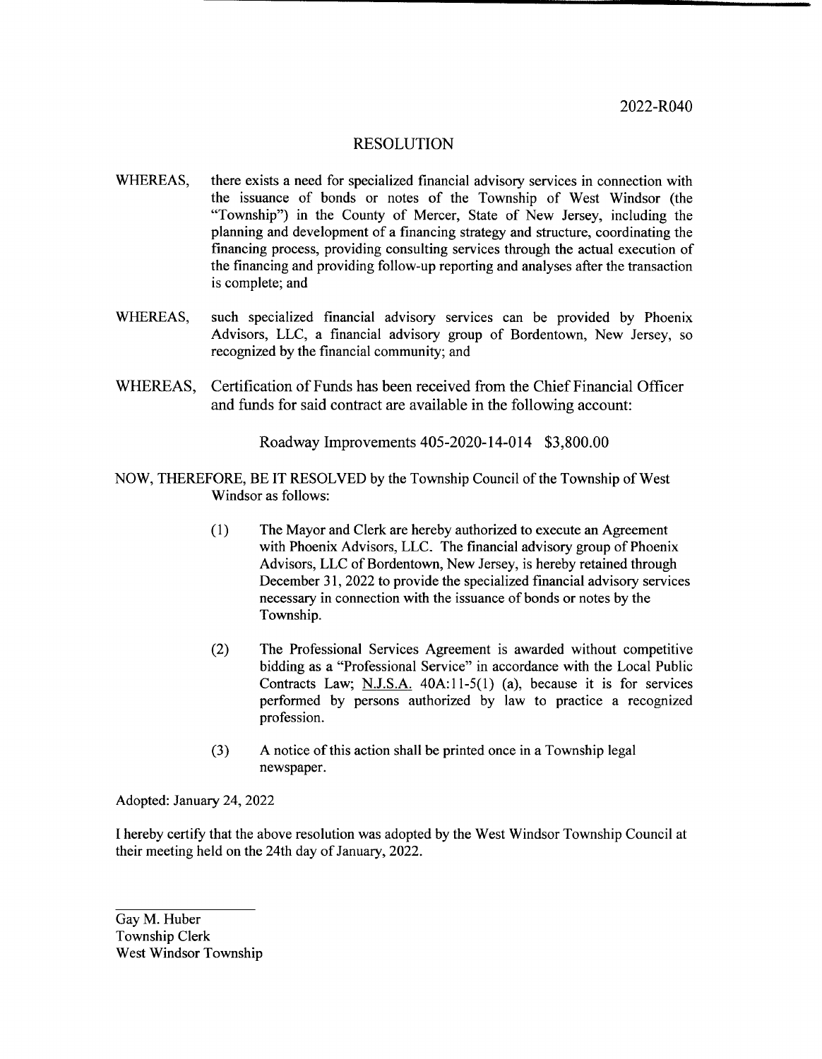2022-R040

# RESOLUTION

WHEREAS, there exists a need for specialized financial advisory services in connection with the issuance of bonds or notes of the Township of West Windsor (the "Township") in the County of Mercer, State of New Jersey, including the planning and development of a financing strategy and structure, coordinating the financing process, providing consulting services through the actual execution of the financing and providing follow-up reporting and analyses after the transaction is complete; and

WHEREAS, such specialized financial advisory services can be provided by Phoenix Advisors, LLC, a financial advisory group of Bordentown, New Jersey, so recognized by the financial community; and

WHEREAS, Certification of Funds has been received from the Chief Financial Officer and funds for said contract are available in the following account:

Roadway Improvements 405-2020-14-014 $3,800.00

NOW, THEREFORE, BE IT RESOLVED by the Township Council of the Township of West Windsor as follows:

(1) The Mayor and Clerk are hereby authorized to execute an Agreement with Phoenix Advisors, LLC. The financial advisory group of Phoenix Advisors, LLC of Bordentown, New Jersey, is hereby retained through December 31, 2022 to provide the specialized financial advisory services necessary in connection with the issuance of bonds or notes by the Township.

(2) The Professional Services Agreement is awarded without competitive bidding as a "Professional Service" in accordance with the Local Public Contracts Law; N.J.S.A. 40A:11-5(1) (a), because it is for services performed by persons authorized by law to practice a recognized profession.

(3) A notice of this action shall be printed once in a Township legal newspaper.

Adopted: January 24, 2022

I hereby certify that the above resolution was adopted by the West Windsor Township Council at their meeting held on the 24th day of January, 2022.

Gay M. Huber
Township Clerk
West Windsor Township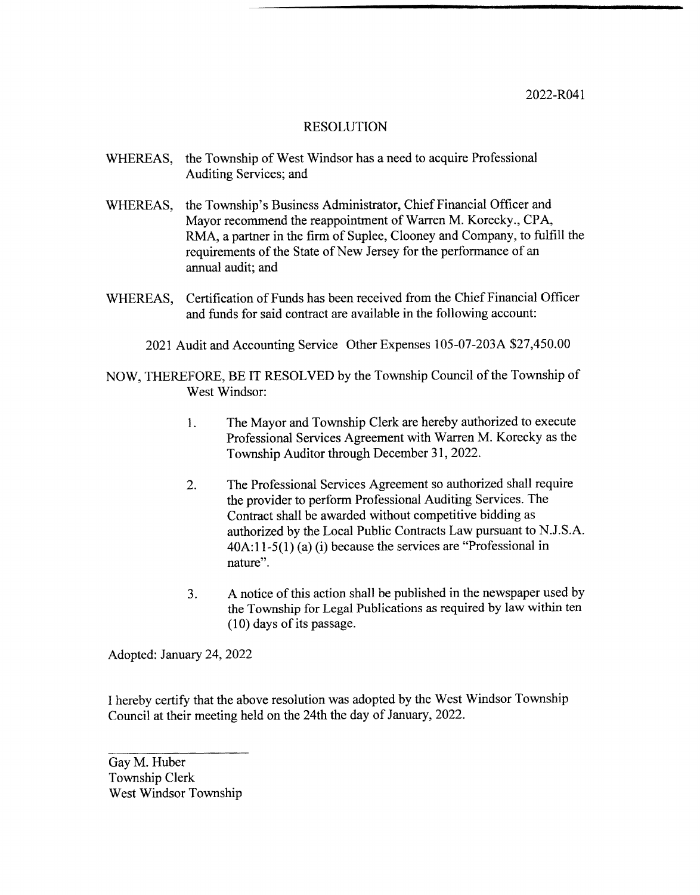2022-R041

# RESOLUTION

WHEREAS, the Township of West Windsor has a need to acquire Professional Auditing Services; and

WHEREAS, the Township's Business Administrator, Chief Financial Officer and Mayor recommend the reappointment of Warren M. Korecky., CPA, RMA, a partner in the firm of Suplee, Clooney and Company, to fulfill the requirements of the State of New Jersey for the performance of an annual audit; and

WHEREAS, Certification of Funds has been received from the Chief Financial Officer and funds for said contract are available in the following account:

2021 Audit and Accounting Service Other Expenses 105-07-203A $27,450.00

NOW, THEREFORE, BE IT RESOLVED by the Township Council of the Township of West Windsor:

1. The Mayor and Township Clerk are hereby authorized to execute Professional Services Agreement with Warren M. Korecky as the Township Auditor through December 31, 2022.

2. The Professional Services Agreement so authorized shall require the provider to perform Professional Auditing Services. The Contract shall be awarded without competitive bidding as authorized by the Local Public Contracts Law pursuant to N.J.S.A. 40A:11-5(1) (a) (i) because the services are "Professional in nature".

3. A notice of this action shall be published in the newspaper used by the Township for Legal Publications as required by law within ten (10) days of its passage.

Adopted: January 24, 2022

I hereby certify that the above resolution was adopted by the West Windsor Township Council at their meeting held on the 24th the day of January, 2022.

Gay M. Huber
Township Clerk
West Windsor Township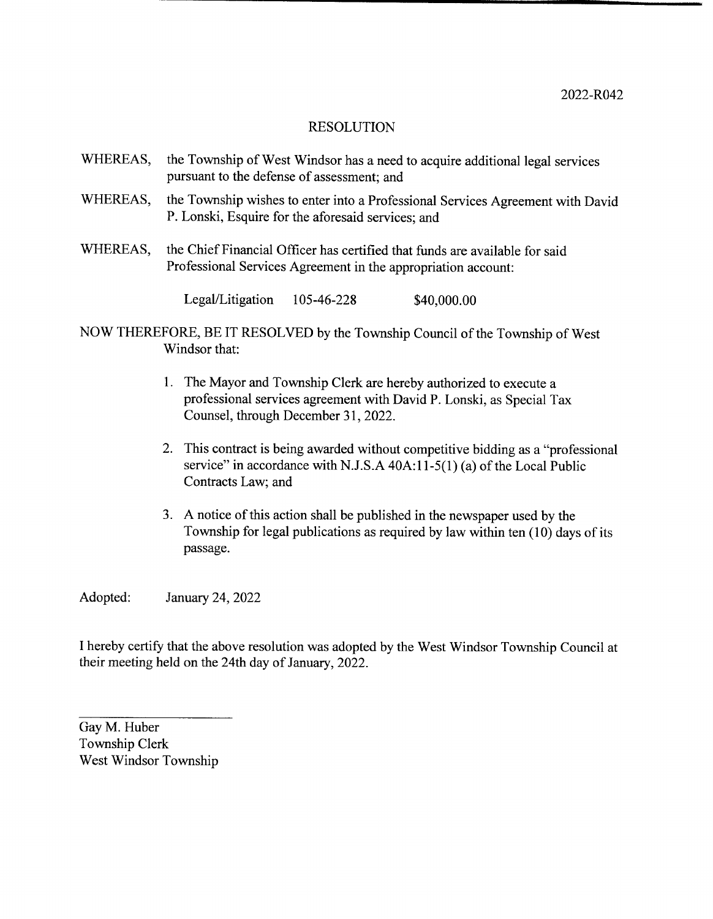2022-R042

# RESOLUTION

WHEREAS, the Township of West Windsor has a need to acquire additional legal services pursuant to the defense of assessment; and

WHEREAS, the Township wishes to enter into a Professional Services Agreement with David P. Lonski, Esquire for the aforesaid services; and

WHEREAS, the Chief Financial Officer has certified that funds are available for said Professional Services Agreement in the appropriation account:

| Legal/Litigation | 105-46-228 | $40,000.00 |
|---|---|---|

NOW THEREFORE, BE IT RESOLVED by the Township Council of the Township of West Windsor that:

1. The Mayor and Township Clerk are hereby authorized to execute a professional services agreement with David P. Lonski, as Special Tax Counsel, through December 31, 2022.

2. This contract is being awarded without competitive bidding as a "professional service" in accordance with N.J.S.A 40A:11-5(1) (a) of the Local Public Contracts Law; and

3. A notice of this action shall be published in the newspaper used by the Township for legal publications as required by law within ten (10) days of its passage.

Adopted: January 24, 2022

I hereby certify that the above resolution was adopted by the West Windsor Township Council at their meeting held on the 24th day of January, 2022.

Gay M. Huber
Township Clerk
West Windsor Township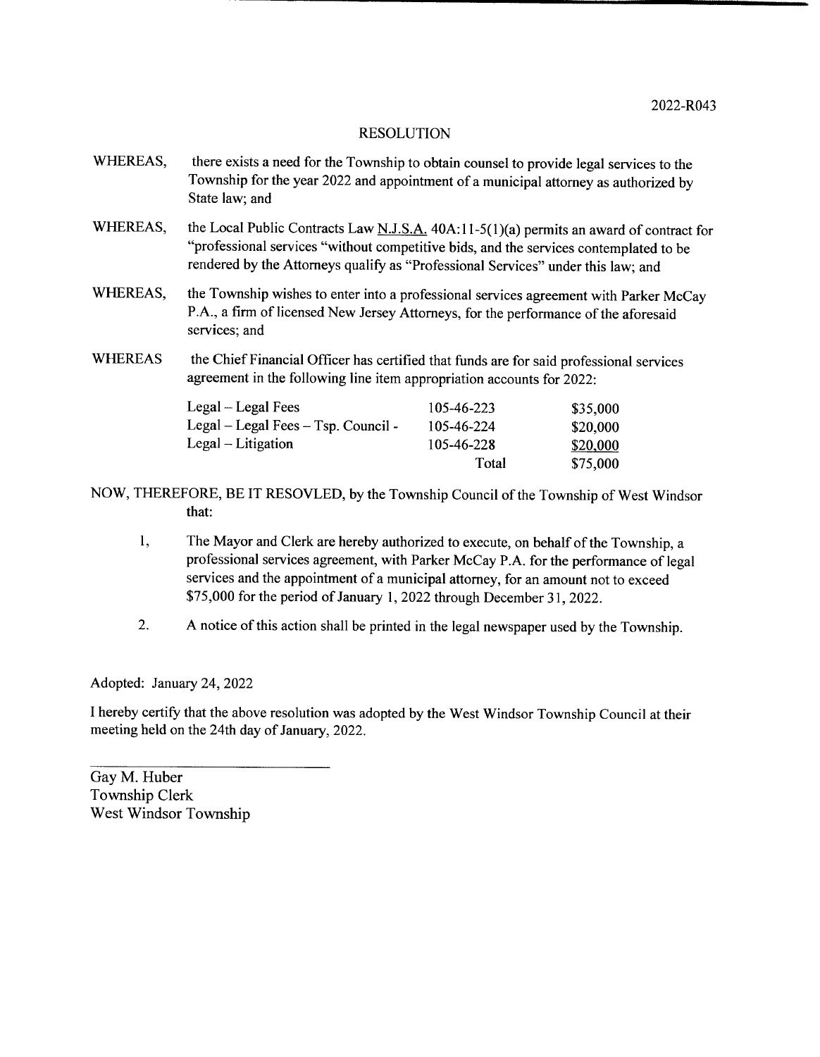2022-R043

# RESOLUTION

WHEREAS, there exists a need for the Township to obtain counsel to provide legal services to the Township for the year 2022 and appointment of a municipal attorney as authorized by State law; and

WHEREAS, the Local Public Contracts Law N.J.S.A. 40A:11-5(1)(a) permits an award of contract for "professional services "without competitive bids, and the services contemplated to be rendered by the Attorneys qualify as "Professional Services" under this law; and

WHEREAS, the Township wishes to enter into a professional services agreement with Parker McCay P.A., a firm of licensed New Jersey Attorneys, for the performance of the aforesaid services; and

WHEREAS the Chief Financial Officer has certified that funds are for said professional services agreement in the following line item appropriation accounts for 2022:

| | | |
|---|---|---|
| Legal – Legal Fees | 105-46-223 | $35,000 |
| Legal – Legal Fees – Tsp. Council - | 105-46-224 | $20,000 |
| Legal – Litigation | 105-46-228 | $20,000 |
| | Total | $75,000 |

NOW, THEREFORE, BE IT RESOVLED, by the Township Council of the Township of West Windsor that:

1, The Mayor and Clerk are hereby authorized to execute, on behalf of the Township, a professional services agreement, with Parker McCay P.A. for the performance of legal services and the appointment of a municipal attorney, for an amount not to exceed $75,000 for the period of January 1, 2022 through December 31, 2022.

2. A notice of this action shall be printed in the legal newspaper used by the Township.

Adopted: January 24, 2022

I hereby certify that the above resolution was adopted by the West Windsor Township Council at their meeting held on the 24th day of January, 2022.

Gay M. Huber
Township Clerk
West Windsor Township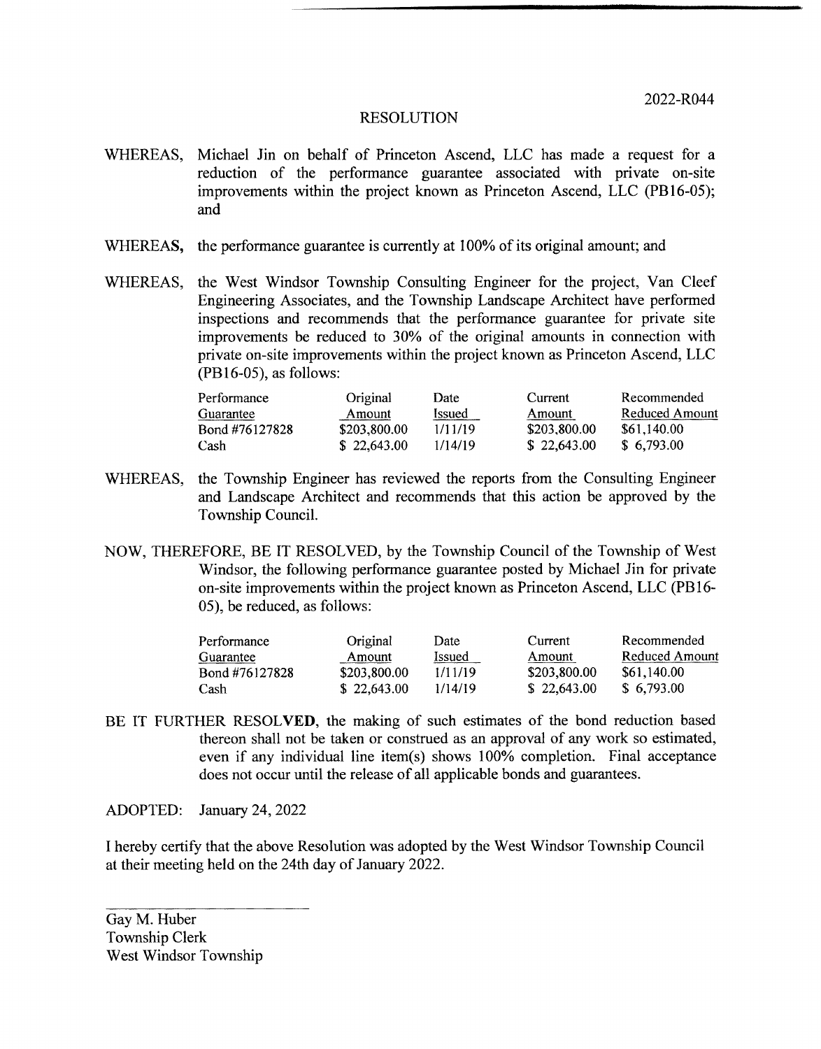2022-R044

# RESOLUTION

WHEREAS, Michael Jin on behalf of Princeton Ascend, LLC has made a request for a reduction of the performance guarantee associated with private on-site improvements within the project known as Princeton Ascend, LLC (PB16-05); and

WHEREAS, the performance guarantee is currently at 100% of its original amount; and

WHEREAS, the West Windsor Township Consulting Engineer for the project, Van Cleef Engineering Associates, and the Township Landscape Architect have performed inspections and recommends that the performance guarantee for private site improvements be reduced to 30% of the original amounts in connection with private on-site improvements within the project known as Princeton Ascend, LLC (PB16-05), as follows:

| Performance Guarantee | Original Amount | Date Issued | Current Amount | Recommended Reduced Amount |
|---|---|---|---|---|
| Bond #76127828 | $203,800.00 | 1/11/19 | $203,800.00 | $61,140.00 |
| Cash | $ 22,643.00 | 1/14/19 | $ 22,643.00 | $ 6,793.00 |

WHEREAS, the Township Engineer has reviewed the reports from the Consulting Engineer and Landscape Architect and recommends that this action be approved by the Township Council.

NOW, THEREFORE, BE IT RESOLVED, by the Township Council of the Township of West Windsor, the following performance guarantee posted by Michael Jin for private on-site improvements within the project known as Princeton Ascend, LLC (PB16-05), be reduced, as follows:

| Performance Guarantee | Original Amount | Date Issued | Current Amount | Recommended Reduced Amount |
|---|---|---|---|---|
| Bond #76127828 | $203,800.00 | 1/11/19 | $203,800.00 | $61,140.00 |
| Cash | $ 22,643.00 | 1/14/19 | $ 22,643.00 | $ 6,793.00 |

BE IT FURTHER RESOLVED, the making of such estimates of the bond reduction based thereon shall not be taken or construed as an approval of any work so estimated, even if any individual line item(s) shows 100% completion. Final acceptance does not occur until the release of all applicable bonds and guarantees.

ADOPTED: January 24, 2022

I hereby certify that the above Resolution was adopted by the West Windsor Township Council at their meeting held on the 24th day of January 2022.

Gay M. Huber
Township Clerk
West Windsor Township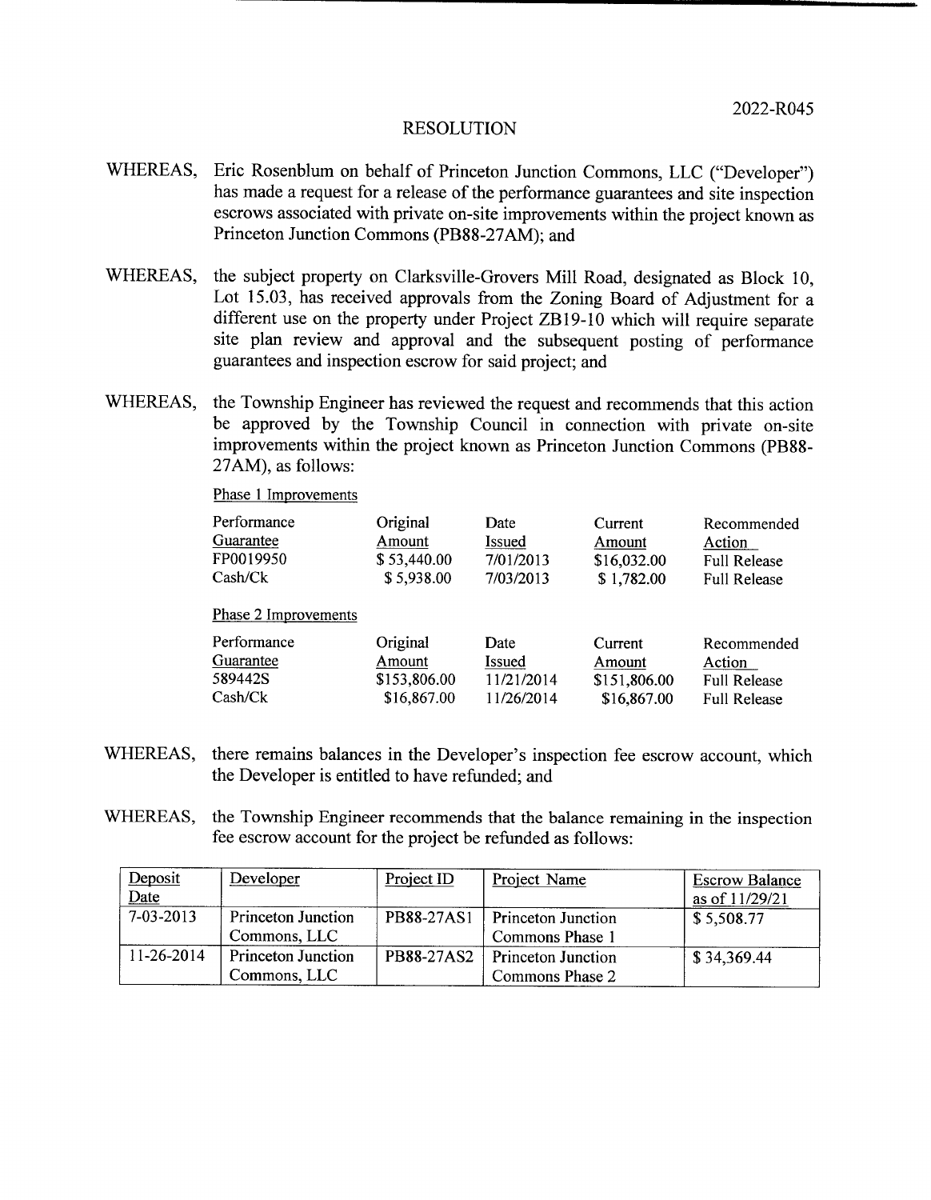2022-R045

# RESOLUTION

WHEREAS, Eric Rosenblum on behalf of Princeton Junction Commons, LLC ("Developer") has made a request for a release of the performance guarantees and site inspection escrows associated with private on-site improvements within the project known as Princeton Junction Commons (PB88-27AM); and

WHEREAS, the subject property on Clarksville-Grovers Mill Road, designated as Block 10, Lot 15.03, has received approvals from the Zoning Board of Adjustment for a different use on the property under Project ZB19-10 which will require separate site plan review and approval and the subsequent posting of performance guarantees and inspection escrow for said project; and

WHEREAS, the Township Engineer has reviewed the request and recommends that this action be approved by the Township Council in connection with private on-site improvements within the project known as Princeton Junction Commons (PB88-27AM), as follows:

Phase 1 Improvements

| Performance Guarantee | Original Amount | Date Issued | Current Amount | Recommended Action |
|---|---|---|---|---|
| FP0019950 | $ 53,440.00 | 7/01/2013 | $16,032.00 | Full Release |
| Cash/Ck | $ 5,938.00 | 7/03/2013 | $ 1,782.00 | Full Release |

Phase 2 Improvements

| Performance Guarantee | Original Amount | Date Issued | Current Amount | Recommended Action |
|---|---|---|---|---|
| 589442S | $153,806.00 | 11/21/2014 | $151,806.00 | Full Release |
| Cash/Ck | $16,867.00 | 11/26/2014 | $16,867.00 | Full Release |

WHEREAS, there remains balances in the Developer's inspection fee escrow account, which the Developer is entitled to have refunded; and

WHEREAS, the Township Engineer recommends that the balance remaining in the inspection fee escrow account for the project be refunded as follows:

| Deposit Date | Developer | Project ID | Project Name | Escrow Balance as of 11/29/21 |
|---|---|---|---|---|
| 7-03-2013 | Princeton Junction Commons, LLC | PB88-27AS1 | Princeton Junction Commons Phase 1 | $ 5,508.77 |
| 11-26-2014 | Princeton Junction Commons, LLC | PB88-27AS2 | Princeton Junction Commons Phase 2 | $ 34,369.44 |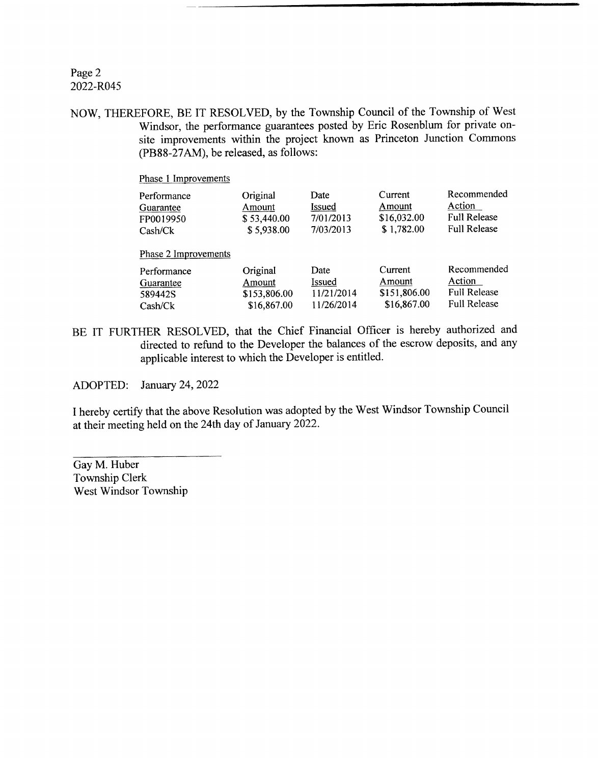Page 2
2022-R045

NOW, THEREFORE, BE IT RESOLVED, by the Township Council of the Township of West Windsor, the performance guarantees posted by Eric Rosenblum for private on-site improvements within the project known as Princeton Junction Commons (PB88-27AM), be released, as follows:

Phase 1 Improvements

| Performance Guarantee | Original Amount | Date Issued | Current Amount | Recommended Action |
|---|---|---|---|---|
| FP0019950 | $ 53,440.00 | 7/01/2013 | $16,032.00 | Full Release |
| Cash/Ck | $ 5,938.00 | 7/03/2013 | $ 1,782.00 | Full Release |

Phase 2 Improvements

| Performance Guarantee | Original Amount | Date Issued | Current Amount | Recommended Action |
|---|---|---|---|---|
| 589442S | $153,806.00 | 11/21/2014 | $151,806.00 | Full Release |
| Cash/Ck | $16,867.00 | 11/26/2014 | $16,867.00 | Full Release |

BE IT FURTHER RESOLVED, that the Chief Financial Officer is hereby authorized and directed to refund to the Developer the balances of the escrow deposits, and any applicable interest to which the Developer is entitled.

ADOPTED: January 24, 2022

I hereby certify that the above Resolution was adopted by the West Windsor Township Council at their meeting held on the 24th day of January 2022.

Gay M. Huber
Township Clerk
West Windsor Township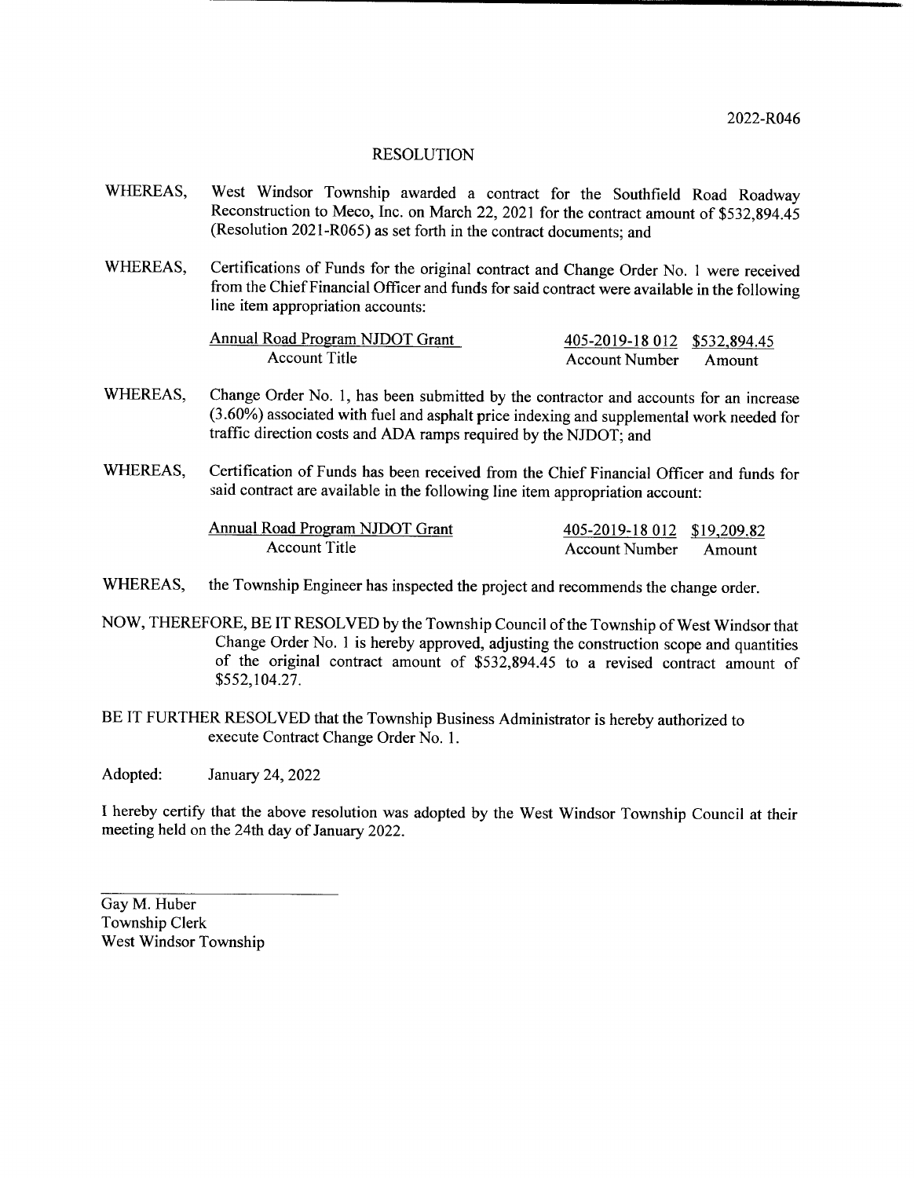2022-R046

# RESOLUTION

WHEREAS, West Windsor Township awarded a contract for the Southfield Road Roadway Reconstruction to Meco, Inc. on March 22, 2021 for the contract amount of $532,894.45 (Resolution 2021-R065) as set forth in the contract documents; and

WHEREAS, Certifications of Funds for the original contract and Change Order No. 1 were received from the Chief Financial Officer and funds for said contract were available in the following line item appropriation accounts:

| Account Title | Account Number | Amount |
|---|---|---|
| Annual Road Program NJDOT Grant | 405-2019-18 012 | $532,894.45 |

WHEREAS, Change Order No. 1, has been submitted by the contractor and accounts for an increase (3.60%) associated with fuel and asphalt price indexing and supplemental work needed for traffic direction costs and ADA ramps required by the NJDOT; and

WHEREAS, Certification of Funds has been received from the Chief Financial Officer and funds for said contract are available in the following line item appropriation account:

| Account Title | Account Number | Amount |
|---|---|---|
| Annual Road Program NJDOT Grant | 405-2019-18 012 | $19,209.82 |

WHEREAS, the Township Engineer has inspected the project and recommends the change order.

NOW, THEREFORE, BE IT RESOLVED by the Township Council of the Township of West Windsor that Change Order No. 1 is hereby approved, adjusting the construction scope and quantities of the original contract amount of $532,894.45 to a revised contract amount of $552,104.27.

BE IT FURTHER RESOLVED that the Township Business Administrator is hereby authorized to execute Contract Change Order No. 1.

Adopted: January 24, 2022

I hereby certify that the above resolution was adopted by the West Windsor Township Council at their meeting held on the 24th day of January 2022.

Gay M. Huber
Township Clerk
West Windsor Township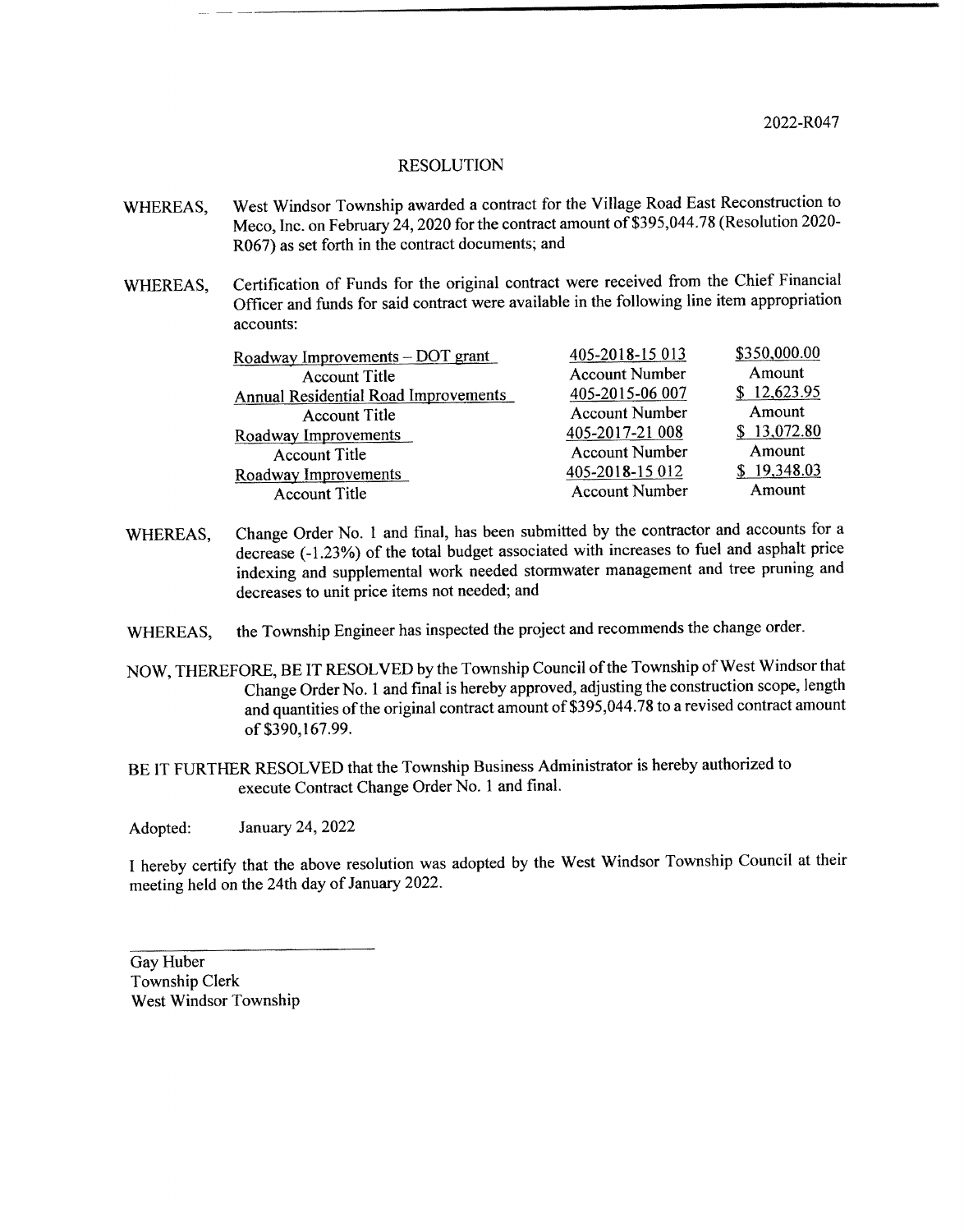2022-R047

# RESOLUTION

WHEREAS, West Windsor Township awarded a contract for the Village Road East Reconstruction to Meco, Inc. on February 24, 2020 for the contract amount of $395,044.78 (Resolution 2020-R067) as set forth in the contract documents; and

WHEREAS, Certification of Funds for the original contract were received from the Chief Financial Officer and funds for said contract were available in the following line item appropriation accounts:

| Account Title | Account Number | Amount |
|---|---|---|
| Roadway Improvements – DOT grant | 405-2018-15 013 | $350,000.00 |
| Annual Residential Road Improvements | 405-2015-06 007 | $ 12,623.95 |
| Roadway Improvements | 405-2017-21 008 | $ 13,072.80 |
| Roadway Improvements | 405-2018-15 012 | $ 19,348.03 |

WHEREAS, Change Order No. 1 and final, has been submitted by the contractor and accounts for a decrease (-1.23%) of the total budget associated with increases to fuel and asphalt price indexing and supplemental work needed stormwater management and tree pruning and decreases to unit price items not needed; and

WHEREAS, the Township Engineer has inspected the project and recommends the change order.

NOW, THEREFORE, BE IT RESOLVED by the Township Council of the Township of West Windsor that Change Order No. 1 and final is hereby approved, adjusting the construction scope, length and quantities of the original contract amount of $395,044.78 to a revised contract amount of $390,167.99.

BE IT FURTHER RESOLVED that the Township Business Administrator is hereby authorized to execute Contract Change Order No. 1 and final.

Adopted: January 24, 2022

I hereby certify that the above resolution was adopted by the West Windsor Township Council at their meeting held on the 24th day of January 2022.

Gay Huber
Township Clerk
West Windsor Township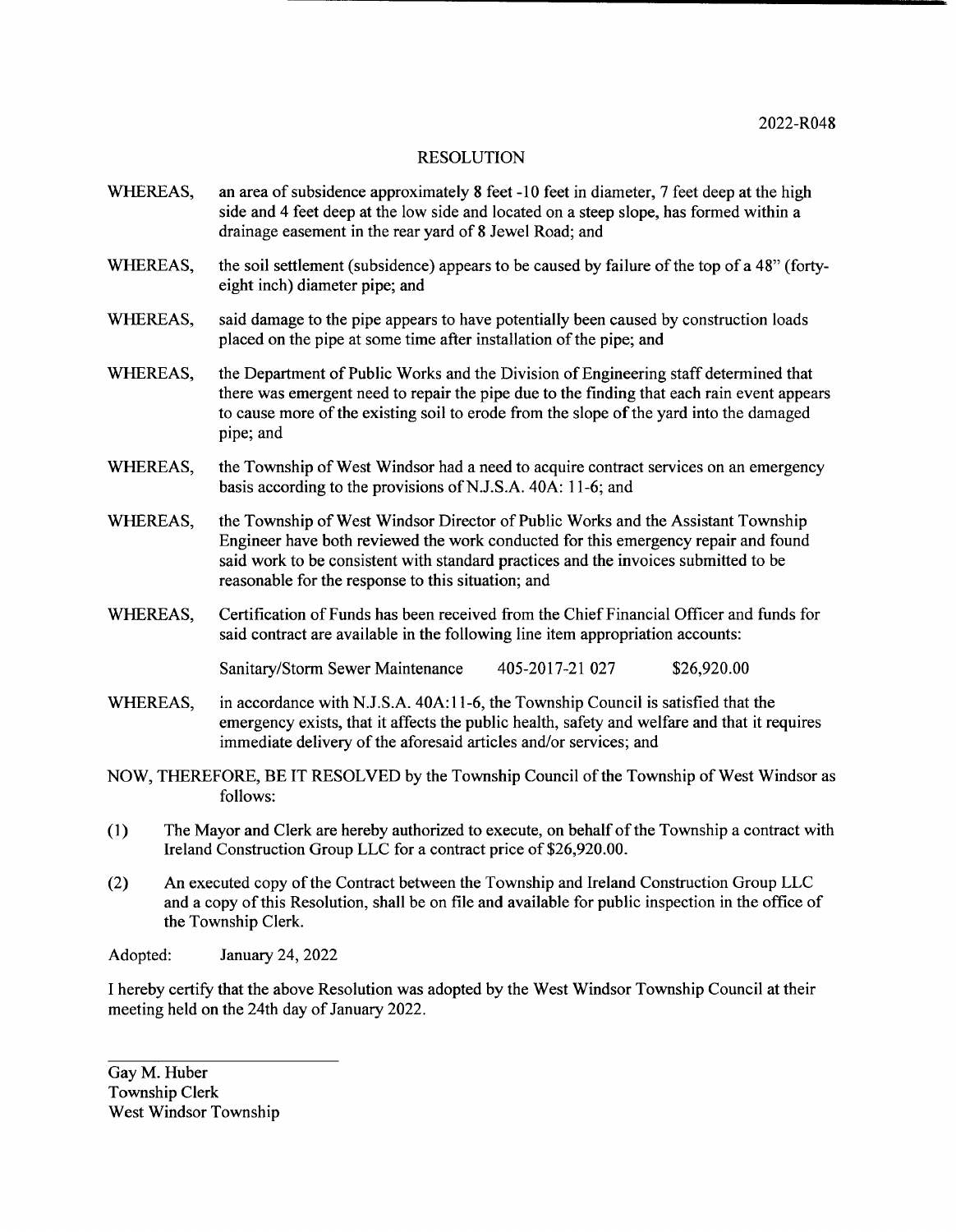2022-R048

# RESOLUTION

WHEREAS, an area of subsidence approximately 8 feet -10 feet in diameter, 7 feet deep at the high side and 4 feet deep at the low side and located on a steep slope, has formed within a drainage easement in the rear yard of 8 Jewel Road; and

WHEREAS, the soil settlement (subsidence) appears to be caused by failure of the top of a 48" (forty-eight inch) diameter pipe; and

WHEREAS, said damage to the pipe appears to have potentially been caused by construction loads placed on the pipe at some time after installation of the pipe; and

WHEREAS, the Department of Public Works and the Division of Engineering staff determined that there was emergent need to repair the pipe due to the finding that each rain event appears to cause more of the existing soil to erode from the slope of the yard into the damaged pipe; and

WHEREAS, the Township of West Windsor had a need to acquire contract services on an emergency basis according to the provisions of N.J.S.A. 40A: 11-6; and

WHEREAS, the Township of West Windsor Director of Public Works and the Assistant Township Engineer have both reviewed the work conducted for this emergency repair and found said work to be consistent with standard practices and the invoices submitted to be reasonable for the response to this situation; and

WHEREAS, Certification of Funds has been received from the Chief Financial Officer and funds for said contract are available in the following line item appropriation accounts:

| Sanitary/Storm Sewer Maintenance | 405-2017-21 027 | $26,920.00 |
|---|---|---|

WHEREAS, in accordance with N.J.S.A. 40A:11-6, the Township Council is satisfied that the emergency exists, that it affects the public health, safety and welfare and that it requires immediate delivery of the aforesaid articles and/or services; and

NOW, THEREFORE, BE IT RESOLVED by the Township Council of the Township of West Windsor as follows:

(1) The Mayor and Clerk are hereby authorized to execute, on behalf of the Township a contract with Ireland Construction Group LLC for a contract price of $26,920.00.

(2) An executed copy of the Contract between the Township and Ireland Construction Group LLC and a copy of this Resolution, shall be on file and available for public inspection in the office of the Township Clerk.

Adopted: January 24, 2022

I hereby certify that the above Resolution was adopted by the West Windsor Township Council at their meeting held on the 24th day of January 2022.

Gay M. Huber
Township Clerk
West Windsor Township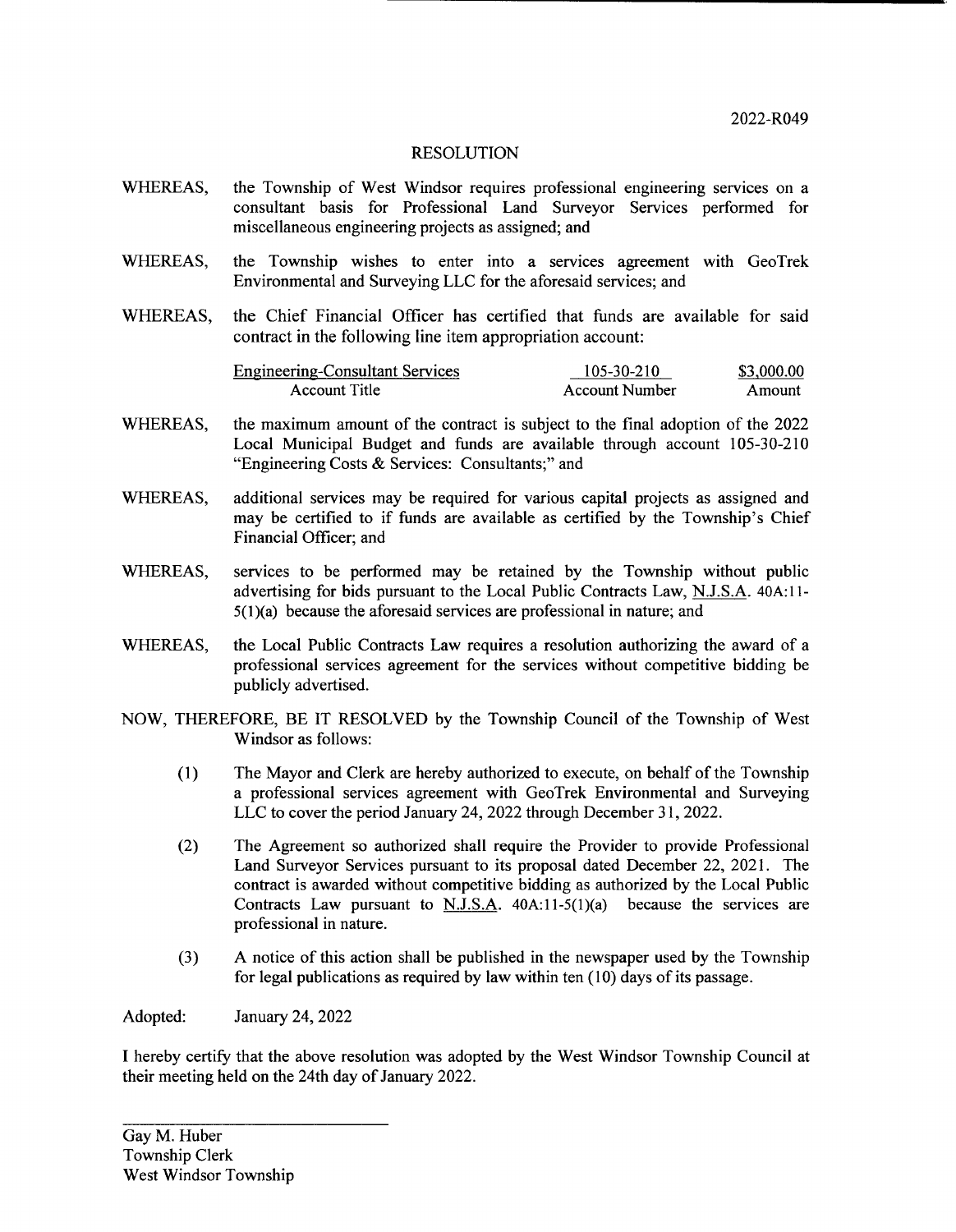2022-R049

# RESOLUTION

WHEREAS, the Township of West Windsor requires professional engineering services on a consultant basis for Professional Land Surveyor Services performed for miscellaneous engineering projects as assigned; and

WHEREAS, the Township wishes to enter into a services agreement with GeoTrek Environmental and Surveying LLC for the aforesaid services; and

WHEREAS, the Chief Financial Officer has certified that funds are available for said contract in the following line item appropriation account:

| Engineering-Consultant Services | 105-30-210 | $3,000.00 |
|---|---|---|
| Account Title | Account Number | Amount |

WHEREAS, the maximum amount of the contract is subject to the final adoption of the 2022 Local Municipal Budget and funds are available through account 105-30-210 "Engineering Costs & Services: Consultants;" and

WHEREAS, additional services may be required for various capital projects as assigned and may be certified to if funds are available as certified by the Township's Chief Financial Officer; and

WHEREAS, services to be performed may be retained by the Township without public advertising for bids pursuant to the Local Public Contracts Law, N.J.S.A. 40A:11-5(1)(a) because the aforesaid services are professional in nature; and

WHEREAS, the Local Public Contracts Law requires a resolution authorizing the award of a professional services agreement for the services without competitive bidding be publicly advertised.

NOW, THEREFORE, BE IT RESOLVED by the Township Council of the Township of West Windsor as follows:

(1) The Mayor and Clerk are hereby authorized to execute, on behalf of the Township a professional services agreement with GeoTrek Environmental and Surveying LLC to cover the period January 24, 2022 through December 31, 2022.

(2) The Agreement so authorized shall require the Provider to provide Professional Land Surveyor Services pursuant to its proposal dated December 22, 2021. The contract is awarded without competitive bidding as authorized by the Local Public Contracts Law pursuant to N.J.S.A. 40A:11-5(1)(a) because the services are professional in nature.

(3) A notice of this action shall be published in the newspaper used by the Township for legal publications as required by law within ten (10) days of its passage.

Adopted: January 24, 2022

I hereby certify that the above resolution was adopted by the West Windsor Township Council at their meeting held on the 24th day of January 2022.

Gay M. Huber
Township Clerk
West Windsor Township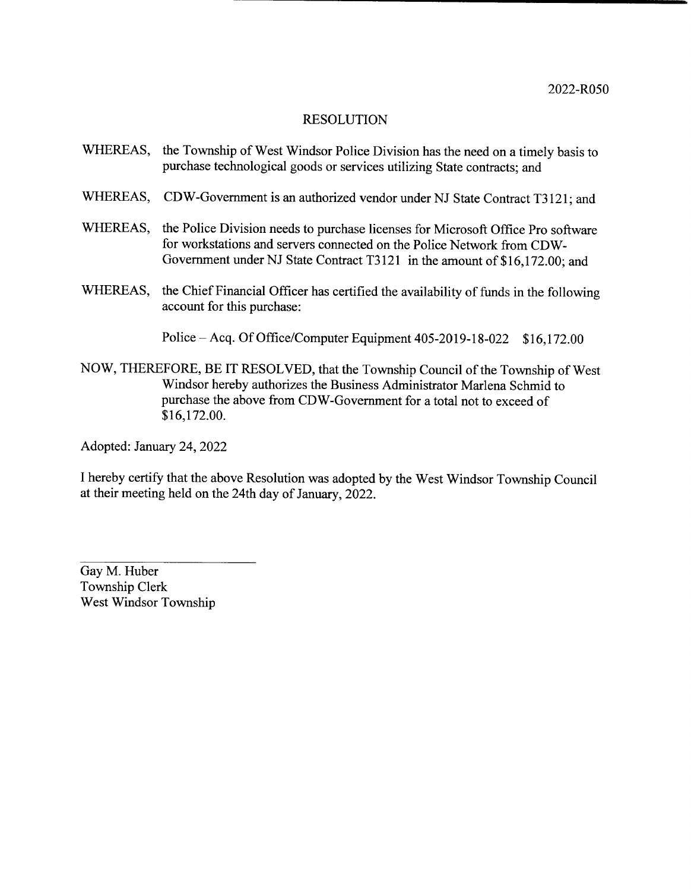2022-R050

# RESOLUTION

WHEREAS, the Township of West Windsor Police Division has the need on a timely basis to purchase technological goods or services utilizing State contracts; and

WHEREAS, CDW-Government is an authorized vendor under NJ State Contract T3121; and

WHEREAS, the Police Division needs to purchase licenses for Microsoft Office Pro software for workstations and servers connected on the Police Network from CDW-Government under NJ State Contract T3121 in the amount of $16,172.00; and

WHEREAS, the Chief Financial Officer has certified the availability of funds in the following account for this purchase:

Police – Acq. Of Office/Computer Equipment 405-2019-18-022 $16,172.00

NOW, THEREFORE, BE IT RESOLVED, that the Township Council of the Township of West Windsor hereby authorizes the Business Administrator Marlena Schmid to purchase the above from CDW-Government for a total not to exceed of $16,172.00.

Adopted: January 24, 2022

I hereby certify that the above Resolution was adopted by the West Windsor Township Council at their meeting held on the 24th day of January, 2022.

Gay M. Huber
Township Clerk
West Windsor Township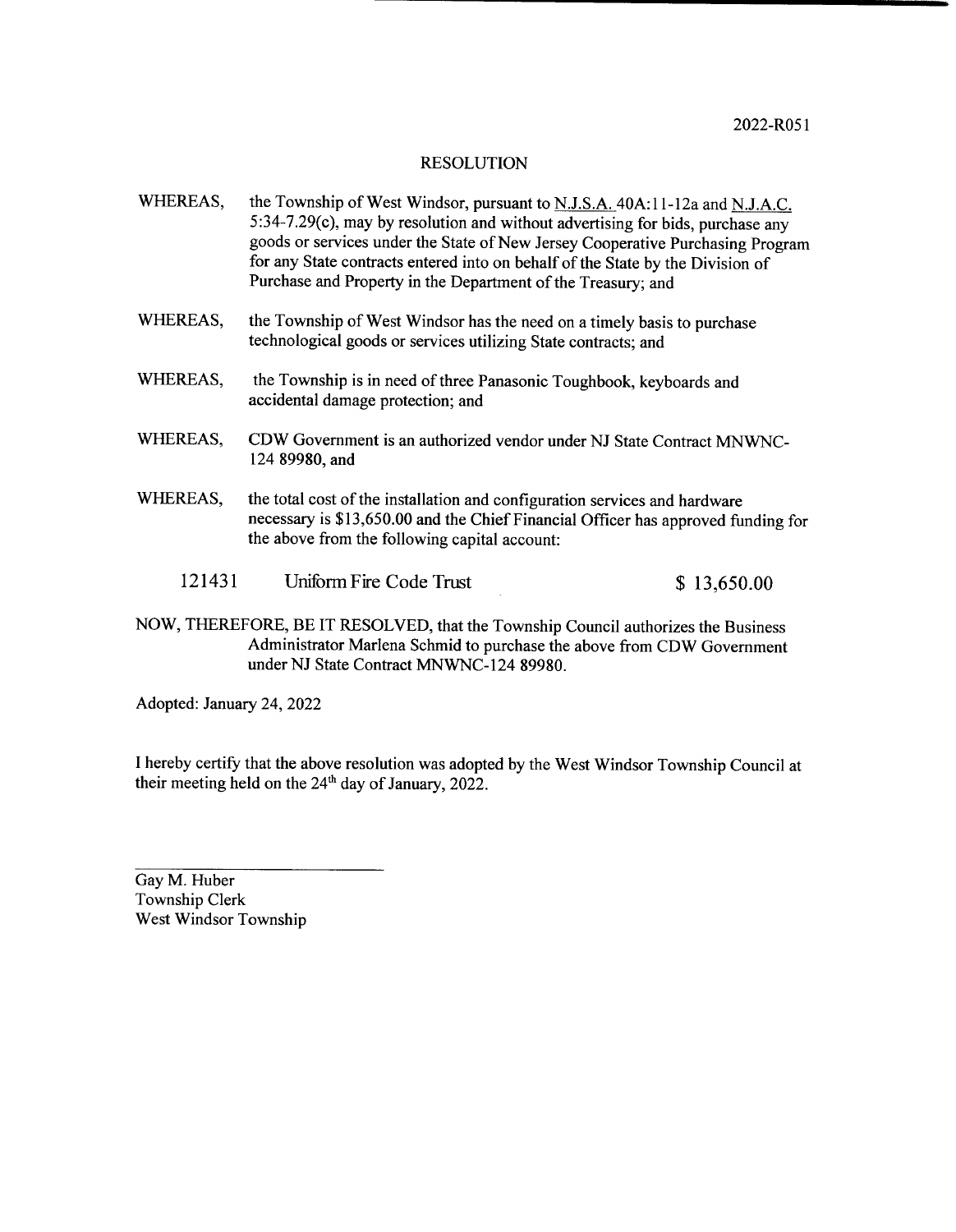2022-R051

# RESOLUTION

WHEREAS, the Township of West Windsor, pursuant to N.J.S.A. 40A:11-12a and N.J.A.C. 5:34-7.29(c), may by resolution and without advertising for bids, purchase any goods or services under the State of New Jersey Cooperative Purchasing Program for any State contracts entered into on behalf of the State by the Division of Purchase and Property in the Department of the Treasury; and

WHEREAS, the Township of West Windsor has the need on a timely basis to purchase technological goods or services utilizing State contracts; and

WHEREAS, the Township is in need of three Panasonic Toughbook, keyboards and accidental damage protection; and

WHEREAS, CDW Government is an authorized vendor under NJ State Contract MNWNC-124 89980, and

WHEREAS, the total cost of the installation and configuration services and hardware necessary is $13,650.00 and the Chief Financial Officer has approved funding for the above from the following capital account:

| | | |
|---|---|---|
| 121431 | Uniform Fire Code Trust | $ 13,650.00 |

NOW, THEREFORE, BE IT RESOLVED, that the Township Council authorizes the Business Administrator Marlena Schmid to purchase the above from CDW Government under NJ State Contract MNWNC-124 89980.

Adopted: January 24, 2022

I hereby certify that the above resolution was adopted by the West Windsor Township Council at their meeting held on the 24th day of January, 2022.

Gay M. Huber
Township Clerk
West Windsor Township